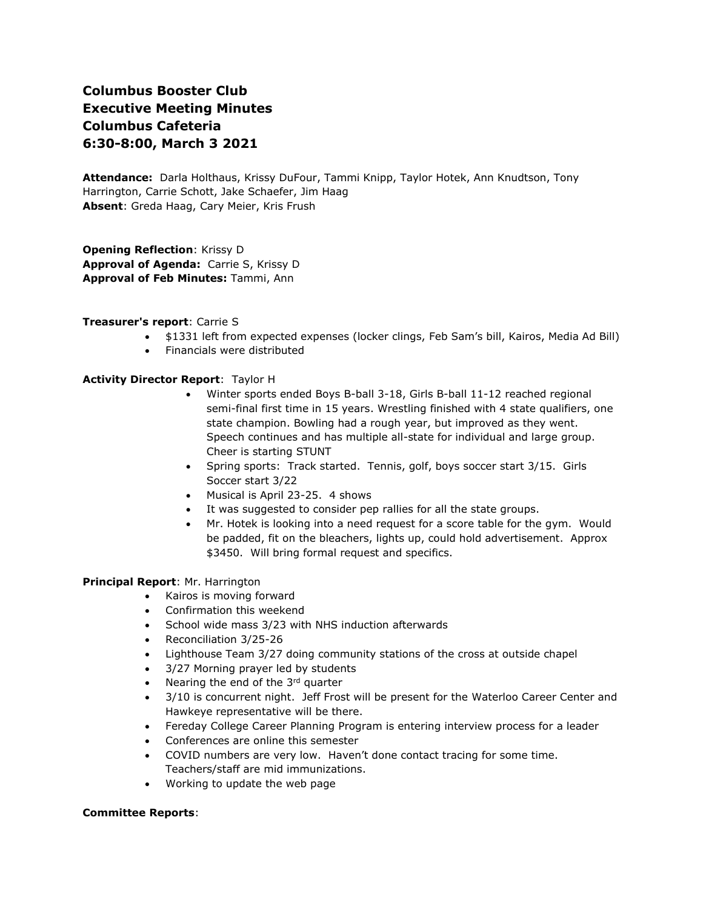# Columbus Booster Club
# Executive Meeting Minutes
# Columbus Cafeteria
# 6:30-8:00, March 3 2021

**Attendance:** Darla Holthaus, Krissy DuFour, Tammi Knipp, Taylor Hotek, Ann Knudtson, Tony Harrington, Carrie Schott, Jake Schaefer, Jim Haag
**Absent**: Greda Haag, Cary Meier, Kris Frush

**Opening Reflection**: Krissy D
**Approval of Agenda:** Carrie S, Krissy D
**Approval of Feb Minutes:** Tammi, Ann

**Treasurer's report**: Carrie S

- $1331 left from expected expenses (locker clings, Feb Sam's bill, Kairos, Media Ad Bill)
- Financials were distributed

**Activity Director Report**: Taylor H

- Winter sports ended Boys B-ball 3-18, Girls B-ball 11-12 reached regional semi-final first time in 15 years. Wrestling finished with 4 state qualifiers, one state champion. Bowling had a rough year, but improved as they went. Speech continues and has multiple all-state for individual and large group. Cheer is starting STUNT
- Spring sports: Track started. Tennis, golf, boys soccer start 3/15. Girls Soccer start 3/22
- Musical is April 23-25. 4 shows
- It was suggested to consider pep rallies for all the state groups.
- Mr. Hotek is looking into a need request for a score table for the gym. Would be padded, fit on the bleachers, lights up, could hold advertisement. Approx $3450. Will bring formal request and specifics.

**Principal Report**: Mr. Harrington

- Kairos is moving forward
- Confirmation this weekend
- School wide mass 3/23 with NHS induction afterwards
- Reconciliation 3/25-26
- Lighthouse Team 3/27 doing community stations of the cross at outside chapel
- 3/27 Morning prayer led by students
- Nearing the end of the 3rd quarter
- 3/10 is concurrent night. Jeff Frost will be present for the Waterloo Career Center and Hawkeye representative will be there.
- Fereday College Career Planning Program is entering interview process for a leader
- Conferences are online this semester
- COVID numbers are very low. Haven't done contact tracing for some time. Teachers/staff are mid immunizations.
- Working to update the web page

**Committee Reports**: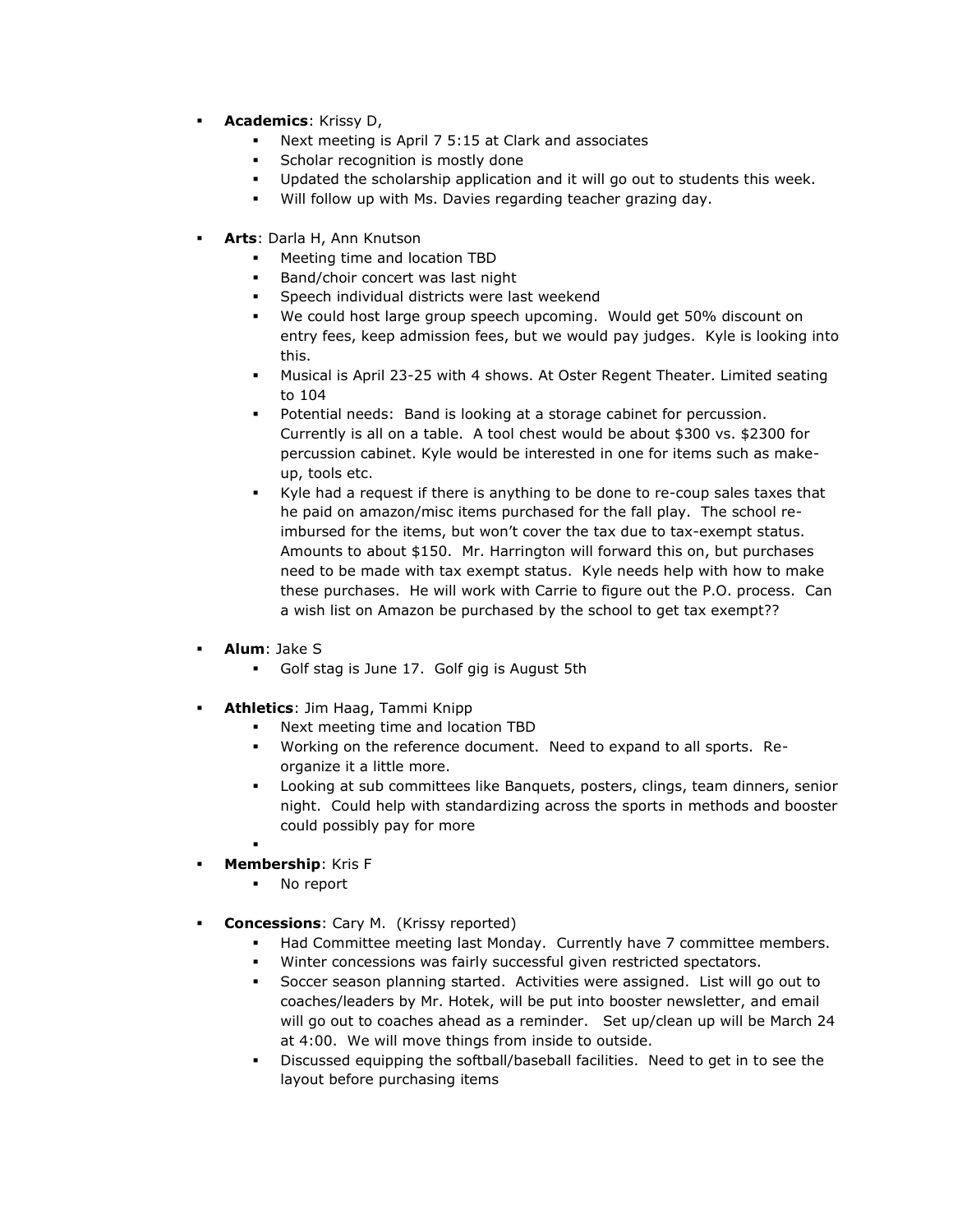- **Academics**: Krissy D,
  - Next meeting is April 7 5:15 at Clark and associates
  - Scholar recognition is mostly done
  - Updated the scholarship application and it will go out to students this week.
  - Will follow up with Ms. Davies regarding teacher grazing day.

- **Arts**: Darla H, Ann Knutson
  - Meeting time and location TBD
  - Band/choir concert was last night
  - Speech individual districts were last weekend
  - We could host large group speech upcoming. Would get 50% discount on entry fees, keep admission fees, but we would pay judges. Kyle is looking into this.
  - Musical is April 23-25 with 4 shows. At Oster Regent Theater. Limited seating to 104
  - Potential needs: Band is looking at a storage cabinet for percussion. Currently is all on a table. A tool chest would be about $300 vs. $2300 for percussion cabinet. Kyle would be interested in one for items such as make-up, tools etc.
  - Kyle had a request if there is anything to be done to re-coup sales taxes that he paid on amazon/misc items purchased for the fall play. The school re-imbursed for the items, but won't cover the tax due to tax-exempt status. Amounts to about $150. Mr. Harrington will forward this on, but purchases need to be made with tax exempt status. Kyle needs help with how to make these purchases. He will work with Carrie to figure out the P.O. process. Can a wish list on Amazon be purchased by the school to get tax exempt??

- **Alum**: Jake S
  - Golf stag is June 17. Golf gig is August 5th

- **Athletics**: Jim Haag, Tammi Knipp
  - Next meeting time and location TBD
  - Working on the reference document. Need to expand to all sports. Re-organize it a little more.
  - Looking at sub committees like Banquets, posters, clings, team dinners, senior night. Could help with standardizing across the sports in methods and booster could possibly pay for more

- **Membership**: Kris F
  - No report

- **Concessions**: Cary M. (Krissy reported)
  - Had Committee meeting last Monday. Currently have 7 committee members.
  - Winter concessions was fairly successful given restricted spectators.
  - Soccer season planning started. Activities were assigned. List will go out to coaches/leaders by Mr. Hotek, will be put into booster newsletter, and email will go out to coaches ahead as a reminder. Set up/clean up will be March 24 at 4:00. We will move things from inside to outside.
  - Discussed equipping the softball/baseball facilities. Need to get in to see the layout before purchasing items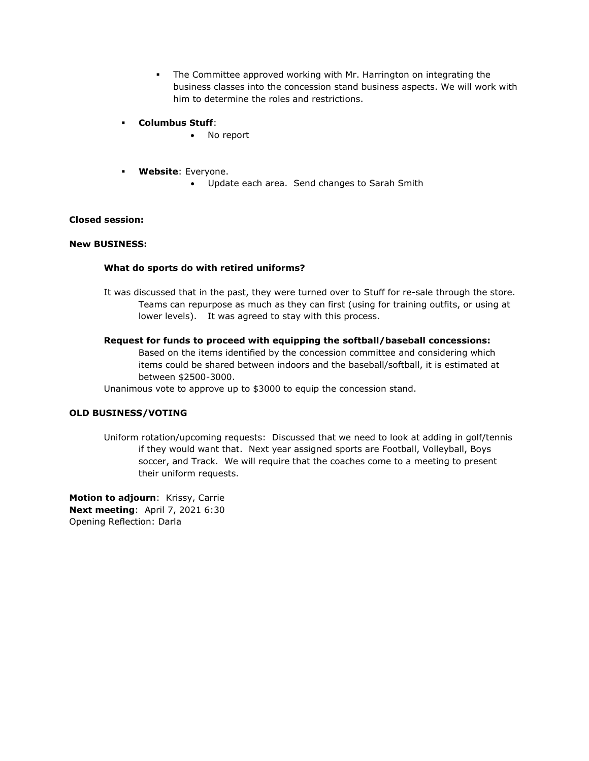- The Committee approved working with Mr. Harrington on integrating the business classes into the concession stand business aspects. We will work with him to determine the roles and restrictions.

- **Columbus Stuff**:
  - No report

- **Website**: Everyone.
  - Update each area. Send changes to Sarah Smith

**Closed session:**

**New BUSINESS:**

**What do sports do with retired uniforms?**

It was discussed that in the past, they were turned over to Stuff for re-sale through the store. Teams can repurpose as much as they can first (using for training outfits, or using at lower levels). It was agreed to stay with this process.

**Request for funds to proceed with equipping the softball/baseball concessions:**

Based on the items identified by the concession committee and considering which items could be shared between indoors and the baseball/softball, it is estimated at between $2500-3000.

Unanimous vote to approve up to $3000 to equip the concession stand.

**OLD BUSINESS/VOTING**

Uniform rotation/upcoming requests: Discussed that we need to look at adding in golf/tennis if they would want that. Next year assigned sports are Football, Volleyball, Boys soccer, and Track. We will require that the coaches come to a meeting to present their uniform requests.

**Motion to adjourn**: Krissy, Carrie
**Next meeting**: April 7, 2021 6:30
Opening Reflection: Darla